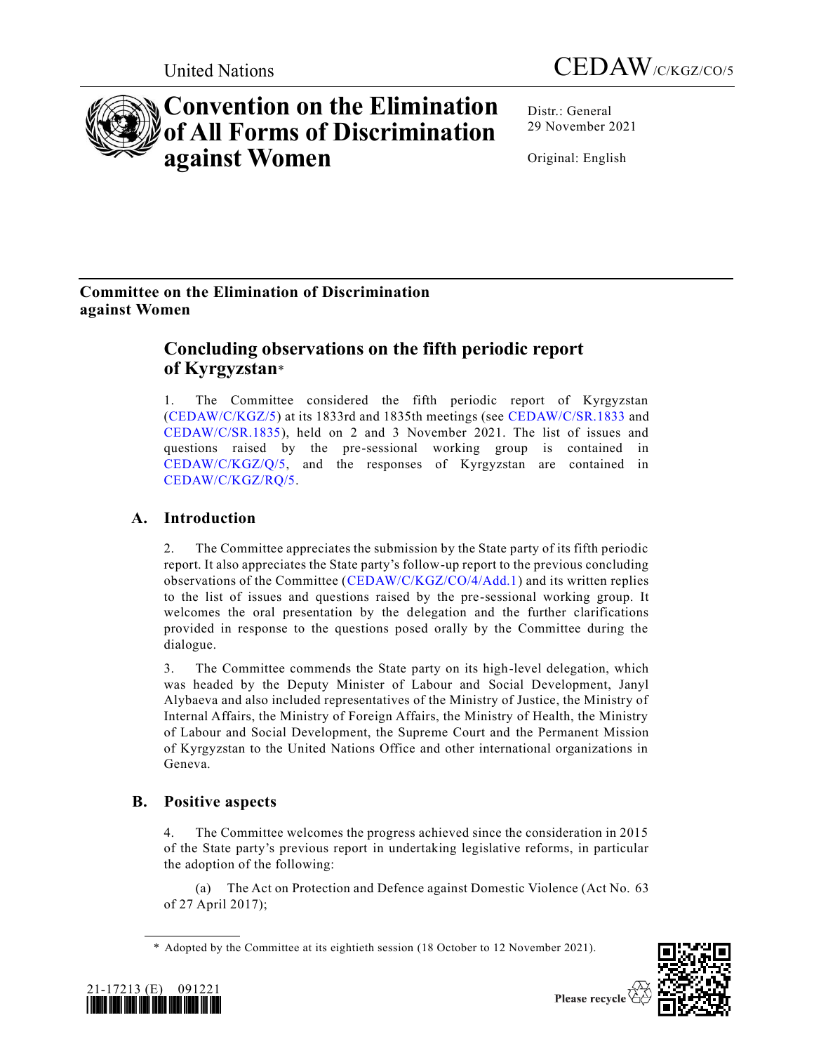United Nations

CEDAW/C/KGZ/CO/5

# Convention on the Elimination of All Forms of Discrimination against Women

Distr.: General
29 November 2021

Original: English

## Committee on the Elimination of Discrimination against Women

# Concluding observations on the fifth periodic report of Kyrgyzstan*

1. The Committee considered the fifth periodic report of Kyrgyzstan (CEDAW/C/KGZ/5) at its 1833rd and 1835th meetings (see CEDAW/C/SR.1833 and CEDAW/C/SR.1835), held on 2 and 3 November 2021. The list of issues and questions raised by the pre-sessional working group is contained in CEDAW/C/KGZ/Q/5, and the responses of Kyrgyzstan are contained in CEDAW/C/KGZ/RQ/5.

## A. Introduction

2. The Committee appreciates the submission by the State party of its fifth periodic report. It also appreciates the State party's follow-up report to the previous concluding observations of the Committee (CEDAW/C/KGZ/CO/4/Add.1) and its written replies to the list of issues and questions raised by the pre-sessional working group. It welcomes the oral presentation by the delegation and the further clarifications provided in response to the questions posed orally by the Committee during the dialogue.

3. The Committee commends the State party on its high-level delegation, which was headed by the Deputy Minister of Labour and Social Development, Janyl Alybaeva and also included representatives of the Ministry of Justice, the Ministry of Internal Affairs, the Ministry of Foreign Affairs, the Ministry of Health, the Ministry of Labour and Social Development, the Supreme Court and the Permanent Mission of Kyrgyzstan to the United Nations Office and other international organizations in Geneva.

## B. Positive aspects

4. The Committee welcomes the progress achieved since the consideration in 2015 of the State party's previous report in undertaking legislative reforms, in particular the adoption of the following:

(a) The Act on Protection and Defence against Domestic Violence (Act No. 63 of 27 April 2017);

\* Adopted by the Committee at its eightieth session (18 October to 12 November 2021).

21-17213 (E) 091221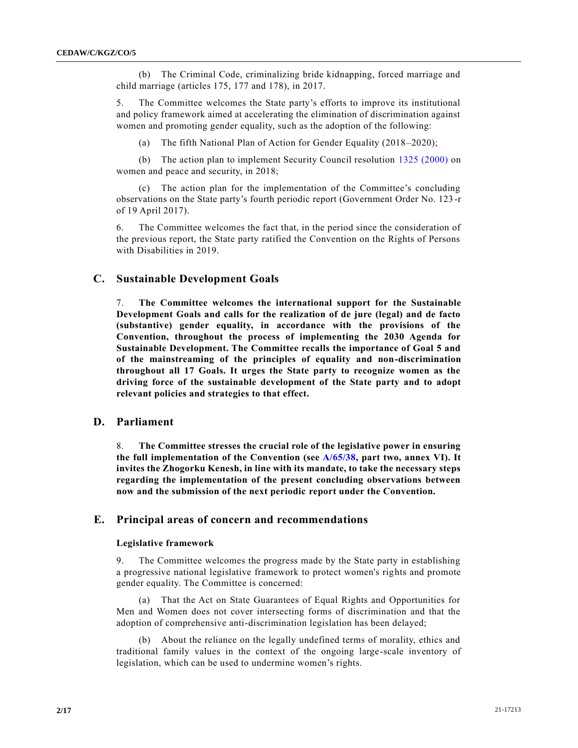(b) The Criminal Code, criminalizing bride kidnapping, forced marriage and child marriage (articles 175, 177 and 178), in 2017.

5. The Committee welcomes the State party's efforts to improve its institutional and policy framework aimed at accelerating the elimination of discrimination against women and promoting gender equality, such as the adoption of the following:

(a) The fifth National Plan of Action for Gender Equality (2018–2020);

(b) The action plan to implement Security Council resolution 1325 (2000) on women and peace and security, in 2018;

(c) The action plan for the implementation of the Committee's concluding observations on the State party's fourth periodic report (Government Order No. 123-r of 19 April 2017).

6. The Committee welcomes the fact that, in the period since the consideration of the previous report, the State party ratified the Convention on the Rights of Persons with Disabilities in 2019.

## C. Sustainable Development Goals

7. **The Committee welcomes the international support for the Sustainable Development Goals and calls for the realization of de jure (legal) and de facto (substantive) gender equality, in accordance with the provisions of the Convention, throughout the process of implementing the 2030 Agenda for Sustainable Development. The Committee recalls the importance of Goal 5 and of the mainstreaming of the principles of equality and non-discrimination throughout all 17 Goals. It urges the State party to recognize women as the driving force of the sustainable development of the State party and to adopt relevant policies and strategies to that effect.**

## D. Parliament

8. **The Committee stresses the crucial role of the legislative power in ensuring the full implementation of the Convention (see A/65/38, part two, annex VI). It invites the Zhogorku Kenesh, in line with its mandate, to take the necessary steps regarding the implementation of the present concluding observations between now and the submission of the next periodic report under the Convention.**

## E. Principal areas of concern and recommendations

### Legislative framework

9. The Committee welcomes the progress made by the State party in establishing a progressive national legislative framework to protect women's rights and promote gender equality. The Committee is concerned:

(a) That the Act on State Guarantees of Equal Rights and Opportunities for Men and Women does not cover intersecting forms of discrimination and that the adoption of comprehensive anti-discrimination legislation has been delayed;

(b) About the reliance on the legally undefined terms of morality, ethics and traditional family values in the context of the ongoing large-scale inventory of legislation, which can be used to undermine women's rights.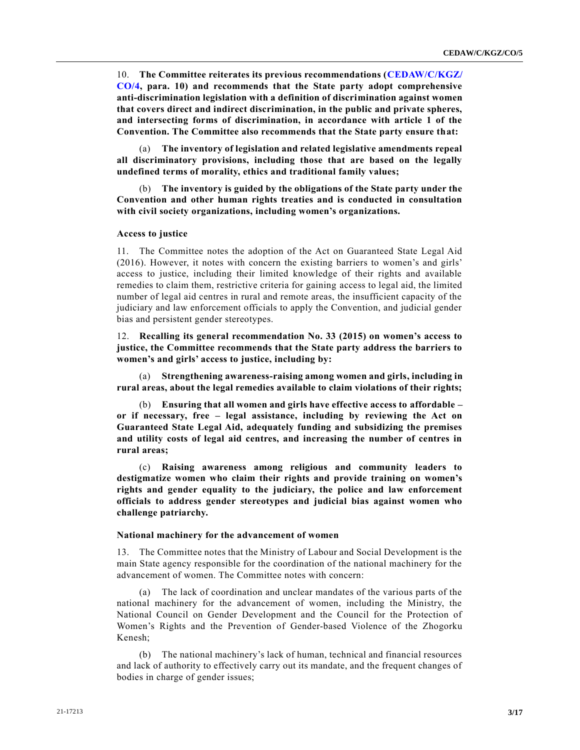10. **The Committee reiterates its previous recommendations (CEDAW/C/KGZ/CO/4, para. 10) and recommends that the State party adopt comprehensive anti-discrimination legislation with a definition of discrimination against women that covers direct and indirect discrimination, in the public and private spheres, and intersecting forms of discrimination, in accordance with article 1 of the Convention. The Committee also recommends that the State party ensure that:**

(a) **The inventory of legislation and related legislative amendments repeal all discriminatory provisions, including those that are based on the legally undefined terms of morality, ethics and traditional family values;**

(b) **The inventory is guided by the obligations of the State party under the Convention and other human rights treaties and is conducted in consultation with civil society organizations, including women's organizations.**

### Access to justice

11. The Committee notes the adoption of the Act on Guaranteed State Legal Aid (2016). However, it notes with concern the existing barriers to women's and girls' access to justice, including their limited knowledge of their rights and available remedies to claim them, restrictive criteria for gaining access to legal aid, the limited number of legal aid centres in rural and remote areas, the insufficient capacity of the judiciary and law enforcement officials to apply the Convention, and judicial gender bias and persistent gender stereotypes.

12. **Recalling its general recommendation No. 33 (2015) on women's access to justice, the Committee recommends that the State party address the barriers to women's and girls' access to justice, including by:**

(a) **Strengthening awareness-raising among women and girls, including in rural areas, about the legal remedies available to claim violations of their rights;**

(b) **Ensuring that all women and girls have effective access to affordable – or if necessary, free – legal assistance, including by reviewing the Act on Guaranteed State Legal Aid, adequately funding and subsidizing the premises and utility costs of legal aid centres, and increasing the number of centres in rural areas;**

(c) **Raising awareness among religious and community leaders to destigmatize women who claim their rights and provide training on women's rights and gender equality to the judiciary, the police and law enforcement officials to address gender stereotypes and judicial bias against women who challenge patriarchy.**

### National machinery for the advancement of women

13. The Committee notes that the Ministry of Labour and Social Development is the main State agency responsible for the coordination of the national machinery for the advancement of women. The Committee notes with concern:

(a) The lack of coordination and unclear mandates of the various parts of the national machinery for the advancement of women, including the Ministry, the National Council on Gender Development and the Council for the Protection of Women's Rights and the Prevention of Gender-based Violence of the Zhogorku Kenesh;

(b) The national machinery's lack of human, technical and financial resources and lack of authority to effectively carry out its mandate, and the frequent changes of bodies in charge of gender issues;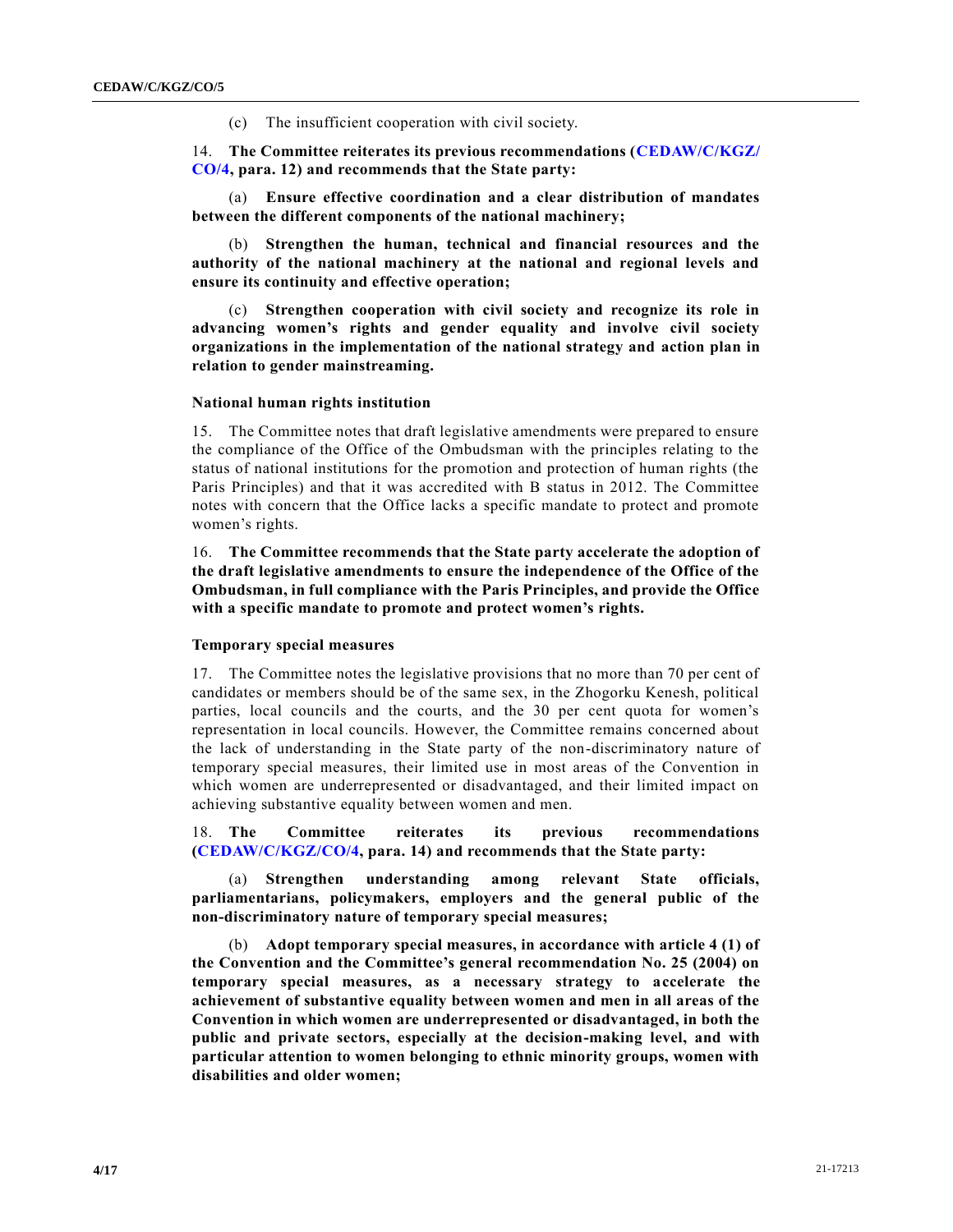(c) The insufficient cooperation with civil society.

14. **The Committee reiterates its previous recommendations (CEDAW/C/KGZ/CO/4, para. 12) and recommends that the State party:**

(a) **Ensure effective coordination and a clear distribution of mandates between the different components of the national machinery;**

(b) **Strengthen the human, technical and financial resources and the authority of the national machinery at the national and regional levels and ensure its continuity and effective operation;**

(c) **Strengthen cooperation with civil society and recognize its role in advancing women's rights and gender equality and involve civil society organizations in the implementation of the national strategy and action plan in relation to gender mainstreaming.**

### National human rights institution

15. The Committee notes that draft legislative amendments were prepared to ensure the compliance of the Office of the Ombudsman with the principles relating to the status of national institutions for the promotion and protection of human rights (the Paris Principles) and that it was accredited with B status in 2012. The Committee notes with concern that the Office lacks a specific mandate to protect and promote women's rights.

16. **The Committee recommends that the State party accelerate the adoption of the draft legislative amendments to ensure the independence of the Office of the Ombudsman, in full compliance with the Paris Principles, and provide the Office with a specific mandate to promote and protect women's rights.**

### Temporary special measures

17. The Committee notes the legislative provisions that no more than 70 per cent of candidates or members should be of the same sex, in the Zhogorku Kenesh, political parties, local councils and the courts, and the 30 per cent quota for women's representation in local councils. However, the Committee remains concerned about the lack of understanding in the State party of the non-discriminatory nature of temporary special measures, their limited use in most areas of the Convention in which women are underrepresented or disadvantaged, and their limited impact on achieving substantive equality between women and men.

18. **The Committee reiterates its previous recommendations (CEDAW/C/KGZ/CO/4, para. 14) and recommends that the State party:**

(a) **Strengthen understanding among relevant State officials, parliamentarians, policymakers, employers and the general public of the non-discriminatory nature of temporary special measures;**

(b) **Adopt temporary special measures, in accordance with article 4 (1) of the Convention and the Committee's general recommendation No. 25 (2004) on temporary special measures, as a necessary strategy to accelerate the achievement of substantive equality between women and men in all areas of the Convention in which women are underrepresented or disadvantaged, in both the public and private sectors, especially at the decision-making level, and with particular attention to women belonging to ethnic minority groups, women with disabilities and older women;**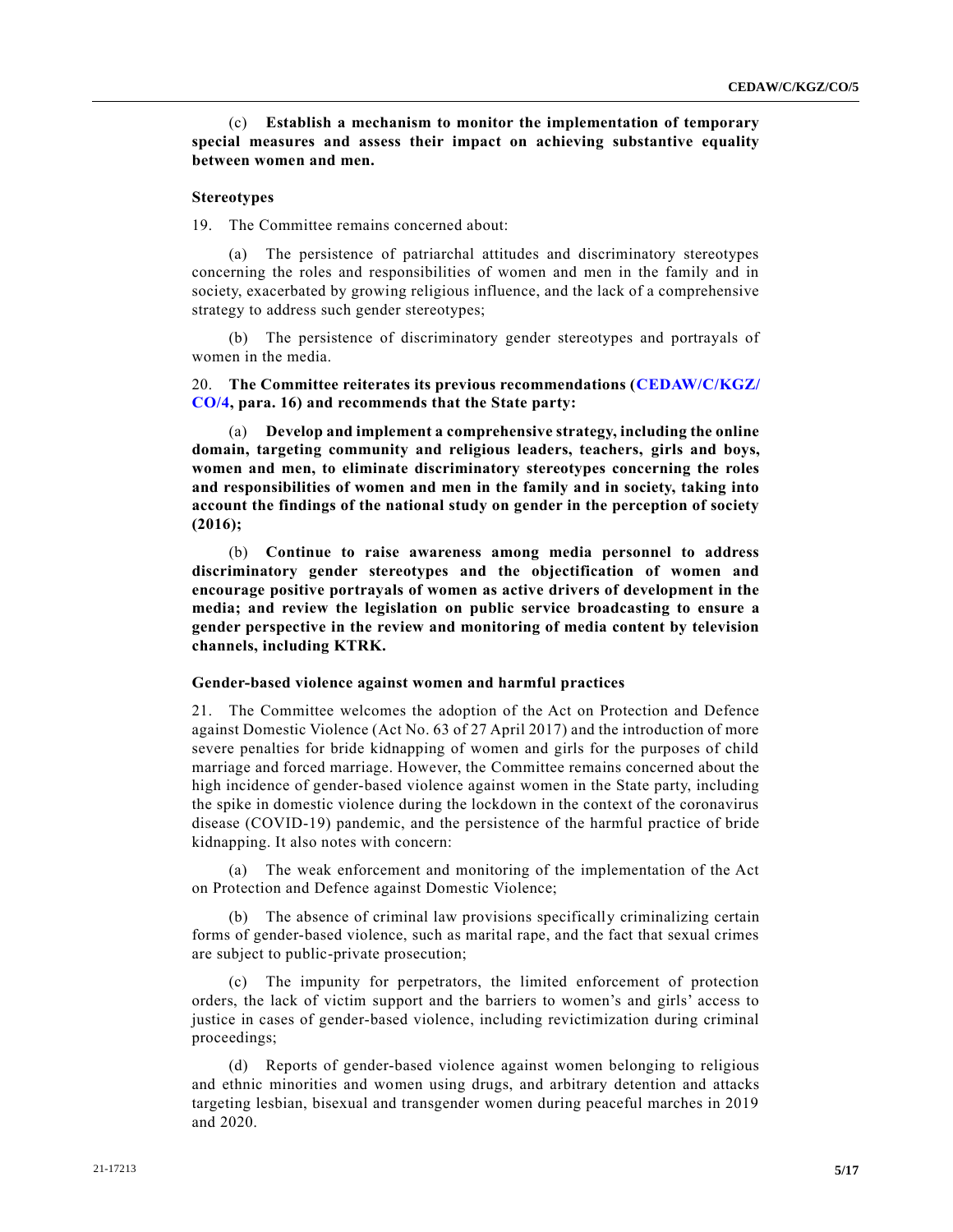(c) **Establish a mechanism to monitor the implementation of temporary special measures and assess their impact on achieving substantive equality between women and men.**

### Stereotypes

19. The Committee remains concerned about:

(a) The persistence of patriarchal attitudes and discriminatory stereotypes concerning the roles and responsibilities of women and men in the family and in society, exacerbated by growing religious influence, and the lack of a comprehensive strategy to address such gender stereotypes;

(b) The persistence of discriminatory gender stereotypes and portrayals of women in the media.

20. **The Committee reiterates its previous recommendations (CEDAW/C/KGZ/CO/4, para. 16) and recommends that the State party:**

(a) **Develop and implement a comprehensive strategy, including the online domain, targeting community and religious leaders, teachers, girls and boys, women and men, to eliminate discriminatory stereotypes concerning the roles and responsibilities of women and men in the family and in society, taking into account the findings of the national study on gender in the perception of society (2016);**

(b) **Continue to raise awareness among media personnel to address discriminatory gender stereotypes and the objectification of women and encourage positive portrayals of women as active drivers of development in the media; and review the legislation on public service broadcasting to ensure a gender perspective in the review and monitoring of media content by television channels, including KTRK.**

### Gender-based violence against women and harmful practices

21. The Committee welcomes the adoption of the Act on Protection and Defence against Domestic Violence (Act No. 63 of 27 April 2017) and the introduction of more severe penalties for bride kidnapping of women and girls for the purposes of child marriage and forced marriage. However, the Committee remains concerned about the high incidence of gender-based violence against women in the State party, including the spike in domestic violence during the lockdown in the context of the coronavirus disease (COVID-19) pandemic, and the persistence of the harmful practice of bride kidnapping. It also notes with concern:

(a) The weak enforcement and monitoring of the implementation of the Act on Protection and Defence against Domestic Violence;

(b) The absence of criminal law provisions specifically criminalizing certain forms of gender-based violence, such as marital rape, and the fact that sexual crimes are subject to public-private prosecution;

(c) The impunity for perpetrators, the limited enforcement of protection orders, the lack of victim support and the barriers to women's and girls' access to justice in cases of gender-based violence, including revictimization during criminal proceedings;

(d) Reports of gender-based violence against women belonging to religious and ethnic minorities and women using drugs, and arbitrary detention and attacks targeting lesbian, bisexual and transgender women during peaceful marches in 2019 and 2020.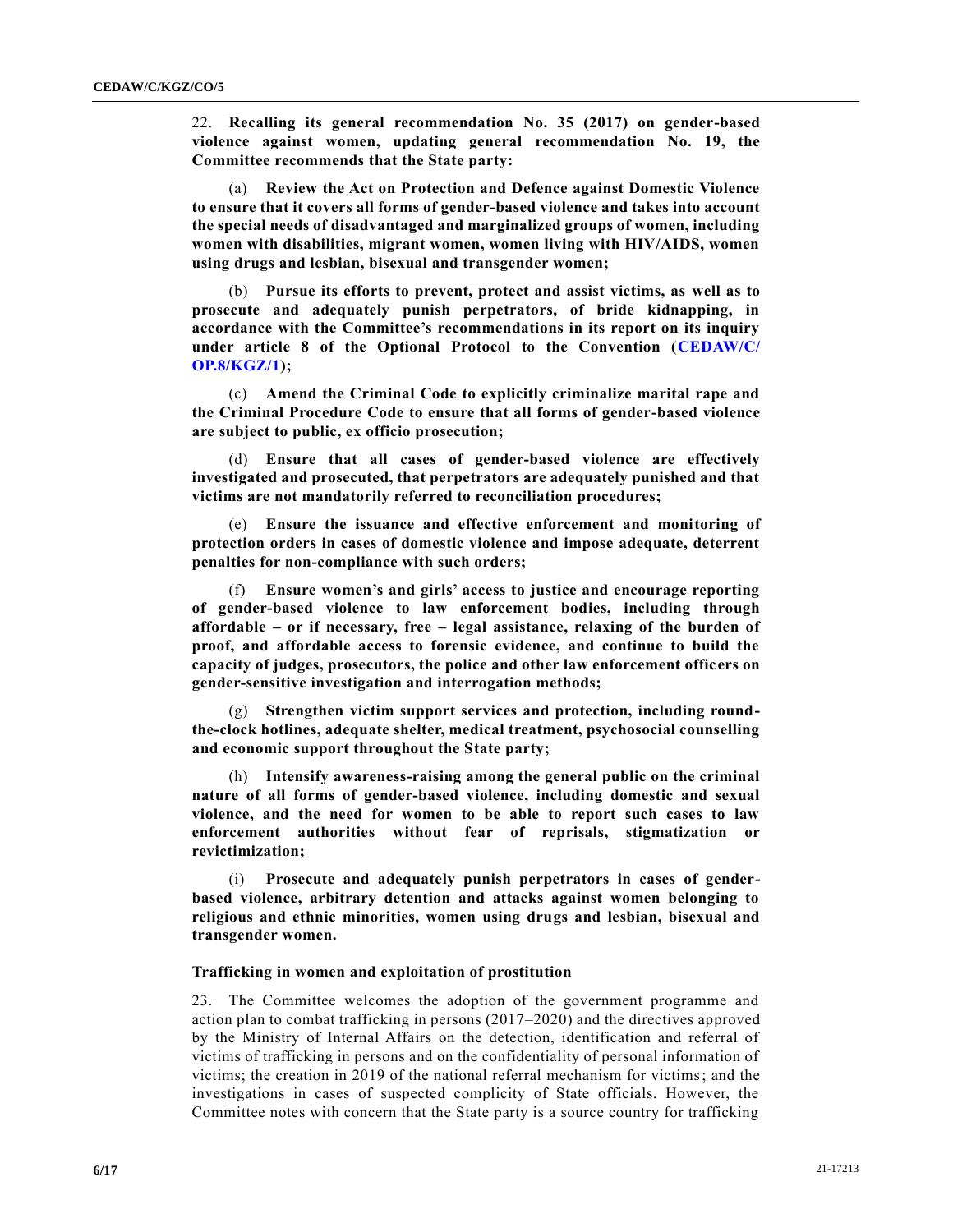22. **Recalling its general recommendation No. 35 (2017) on gender-based violence against women, updating general recommendation No. 19, the Committee recommends that the State party:**

(a) **Review the Act on Protection and Defence against Domestic Violence to ensure that it covers all forms of gender-based violence and takes into account the special needs of disadvantaged and marginalized groups of women, including women with disabilities, migrant women, women living with HIV/AIDS, women using drugs and lesbian, bisexual and transgender women;**

(b) **Pursue its efforts to prevent, protect and assist victims, as well as to prosecute and adequately punish perpetrators, of bride kidnapping, in accordance with the Committee's recommendations in its report on its inquiry under article 8 of the Optional Protocol to the Convention (CEDAW/C/OP.8/KGZ/1);**

(c) **Amend the Criminal Code to explicitly criminalize marital rape and the Criminal Procedure Code to ensure that all forms of gender-based violence are subject to public, ex officio prosecution;**

(d) **Ensure that all cases of gender-based violence are effectively investigated and prosecuted, that perpetrators are adequately punished and that victims are not mandatorily referred to reconciliation procedures;**

(e) **Ensure the issuance and effective enforcement and monitoring of protection orders in cases of domestic violence and impose adequate, deterrent penalties for non-compliance with such orders;**

(f) **Ensure women's and girls' access to justice and encourage reporting of gender-based violence to law enforcement bodies, including through affordable – or if necessary, free – legal assistance, relaxing of the burden of proof, and affordable access to forensic evidence, and continue to build the capacity of judges, prosecutors, the police and other law enforcement officers on gender-sensitive investigation and interrogation methods;**

(g) **Strengthen victim support services and protection, including round-the-clock hotlines, adequate shelter, medical treatment, psychosocial counselling and economic support throughout the State party;**

(h) **Intensify awareness-raising among the general public on the criminal nature of all forms of gender-based violence, including domestic and sexual violence, and the need for women to be able to report such cases to law enforcement authorities without fear of reprisals, stigmatization or revictimization;**

(i) **Prosecute and adequately punish perpetrators in cases of gender-based violence, arbitrary detention and attacks against women belonging to religious and ethnic minorities, women using drugs and lesbian, bisexual and transgender women.**

### Trafficking in women and exploitation of prostitution

23. The Committee welcomes the adoption of the government programme and action plan to combat trafficking in persons (2017–2020) and the directives approved by the Ministry of Internal Affairs on the detection, identification and referral of victims of trafficking in persons and on the confidentiality of personal information of victims; the creation in 2019 of the national referral mechanism for victims; and the investigations in cases of suspected complicity of State officials. However, the Committee notes with concern that the State party is a source country for trafficking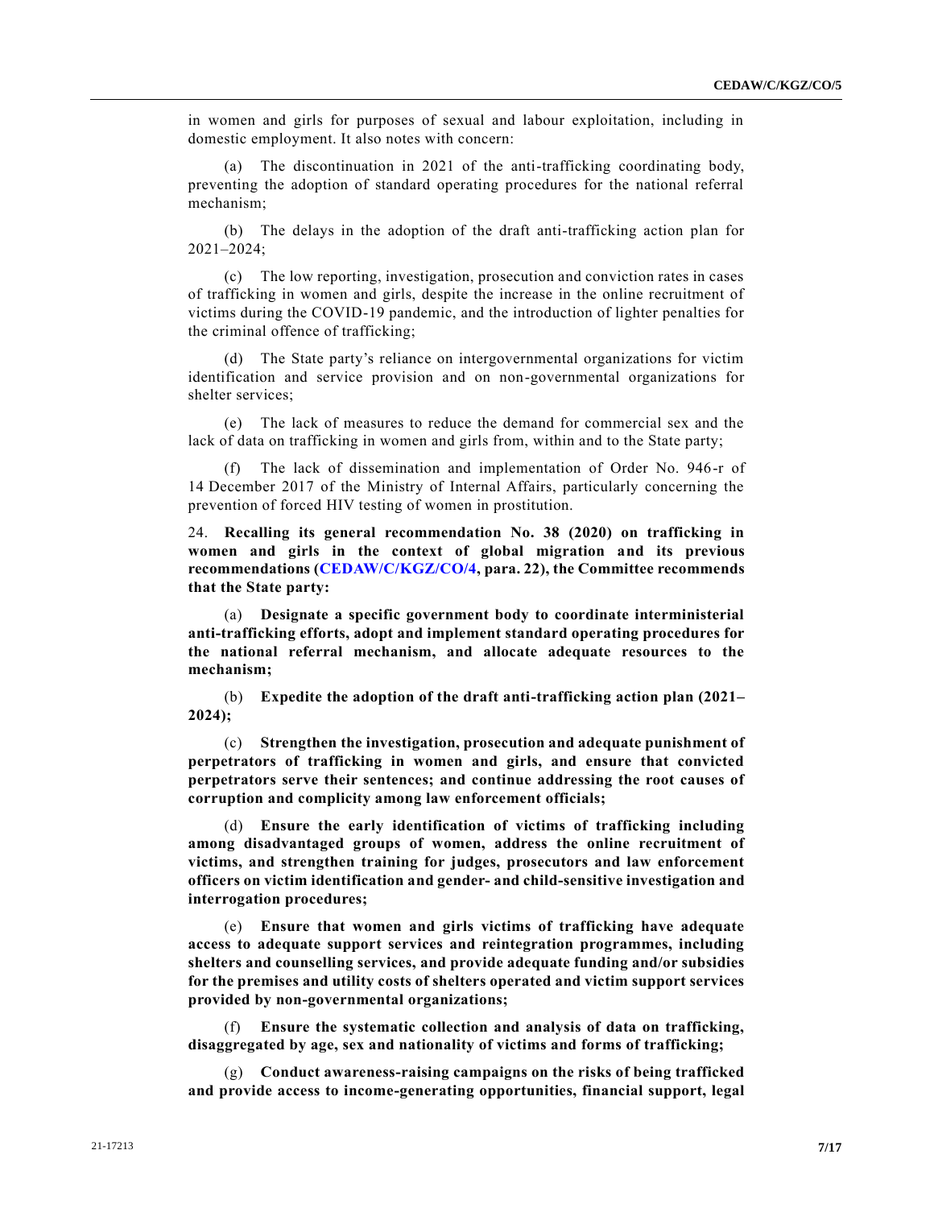in women and girls for purposes of sexual and labour exploitation, including in domestic employment. It also notes with concern:

(a) The discontinuation in 2021 of the anti-trafficking coordinating body, preventing the adoption of standard operating procedures for the national referral mechanism;

(b) The delays in the adoption of the draft anti-trafficking action plan for 2021–2024;

(c) The low reporting, investigation, prosecution and conviction rates in cases of trafficking in women and girls, despite the increase in the online recruitment of victims during the COVID-19 pandemic, and the introduction of lighter penalties for the criminal offence of trafficking;

(d) The State party's reliance on intergovernmental organizations for victim identification and service provision and on non-governmental organizations for shelter services;

(e) The lack of measures to reduce the demand for commercial sex and the lack of data on trafficking in women and girls from, within and to the State party;

(f) The lack of dissemination and implementation of Order No. 946-r of 14 December 2017 of the Ministry of Internal Affairs, particularly concerning the prevention of forced HIV testing of women in prostitution.

24. **Recalling its general recommendation No. 38 (2020) on trafficking in women and girls in the context of global migration and its previous recommendations (CEDAW/C/KGZ/CO/4, para. 22), the Committee recommends that the State party:**

(a) **Designate a specific government body to coordinate interministerial anti-trafficking efforts, adopt and implement standard operating procedures for the national referral mechanism, and allocate adequate resources to the mechanism;**

(b) **Expedite the adoption of the draft anti-trafficking action plan (2021–2024);**

(c) **Strengthen the investigation, prosecution and adequate punishment of perpetrators of trafficking in women and girls, and ensure that convicted perpetrators serve their sentences; and continue addressing the root causes of corruption and complicity among law enforcement officials;**

(d) **Ensure the early identification of victims of trafficking including among disadvantaged groups of women, address the online recruitment of victims, and strengthen training for judges, prosecutors and law enforcement officers on victim identification and gender- and child-sensitive investigation and interrogation procedures;**

(e) **Ensure that women and girls victims of trafficking have adequate access to adequate support services and reintegration programmes, including shelters and counselling services, and provide adequate funding and/or subsidies for the premises and utility costs of shelters operated and victim support services provided by non-governmental organizations;**

(f) **Ensure the systematic collection and analysis of data on trafficking, disaggregated by age, sex and nationality of victims and forms of trafficking;**

(g) **Conduct awareness-raising campaigns on the risks of being trafficked and provide access to income-generating opportunities, financial support, legal**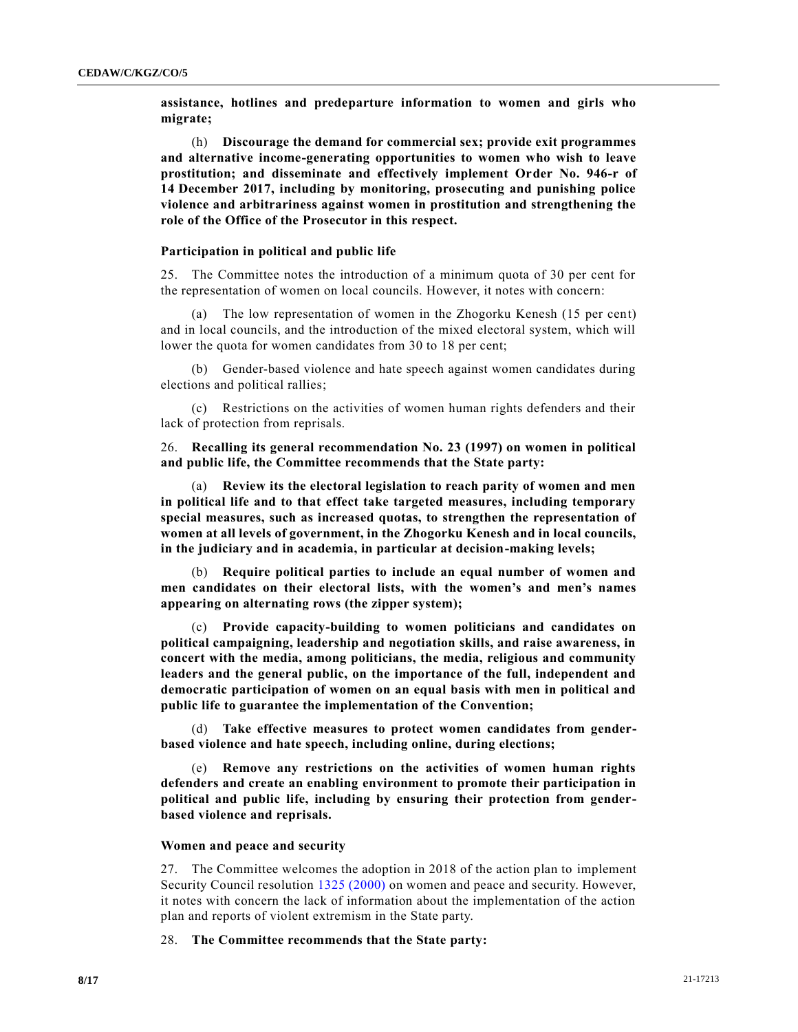**assistance, hotlines and predeparture information to women and girls who migrate;**

(h) **Discourage the demand for commercial sex; provide exit programmes and alternative income-generating opportunities to women who wish to leave prostitution; and disseminate and effectively implement Order No. 946-r of 14 December 2017, including by monitoring, prosecuting and punishing police violence and arbitrariness against women in prostitution and strengthening the role of the Office of the Prosecutor in this respect.**

### Participation in political and public life

25. The Committee notes the introduction of a minimum quota of 30 per cent for the representation of women on local councils. However, it notes with concern:

(a) The low representation of women in the Zhogorku Kenesh (15 per cent) and in local councils, and the introduction of the mixed electoral system, which will lower the quota for women candidates from 30 to 18 per cent;

(b) Gender-based violence and hate speech against women candidates during elections and political rallies;

(c) Restrictions on the activities of women human rights defenders and their lack of protection from reprisals.

26. **Recalling its general recommendation No. 23 (1997) on women in political and public life, the Committee recommends that the State party:**

(a) **Review its the electoral legislation to reach parity of women and men in political life and to that effect take targeted measures, including temporary special measures, such as increased quotas, to strengthen the representation of women at all levels of government, in the Zhogorku Kenesh and in local councils, in the judiciary and in academia, in particular at decision-making levels;**

(b) **Require political parties to include an equal number of women and men candidates on their electoral lists, with the women's and men's names appearing on alternating rows (the zipper system);**

(c) **Provide capacity-building to women politicians and candidates on political campaigning, leadership and negotiation skills, and raise awareness, in concert with the media, among politicians, the media, religious and community leaders and the general public, on the importance of the full, independent and democratic participation of women on an equal basis with men in political and public life to guarantee the implementation of the Convention;**

(d) **Take effective measures to protect women candidates from gender-based violence and hate speech, including online, during elections;**

(e) **Remove any restrictions on the activities of women human rights defenders and create an enabling environment to promote their participation in political and public life, including by ensuring their protection from gender-based violence and reprisals.**

### Women and peace and security

27. The Committee welcomes the adoption in 2018 of the action plan to implement Security Council resolution 1325 (2000) on women and peace and security. However, it notes with concern the lack of information about the implementation of the action plan and reports of violent extremism in the State party.

28. **The Committee recommends that the State party:**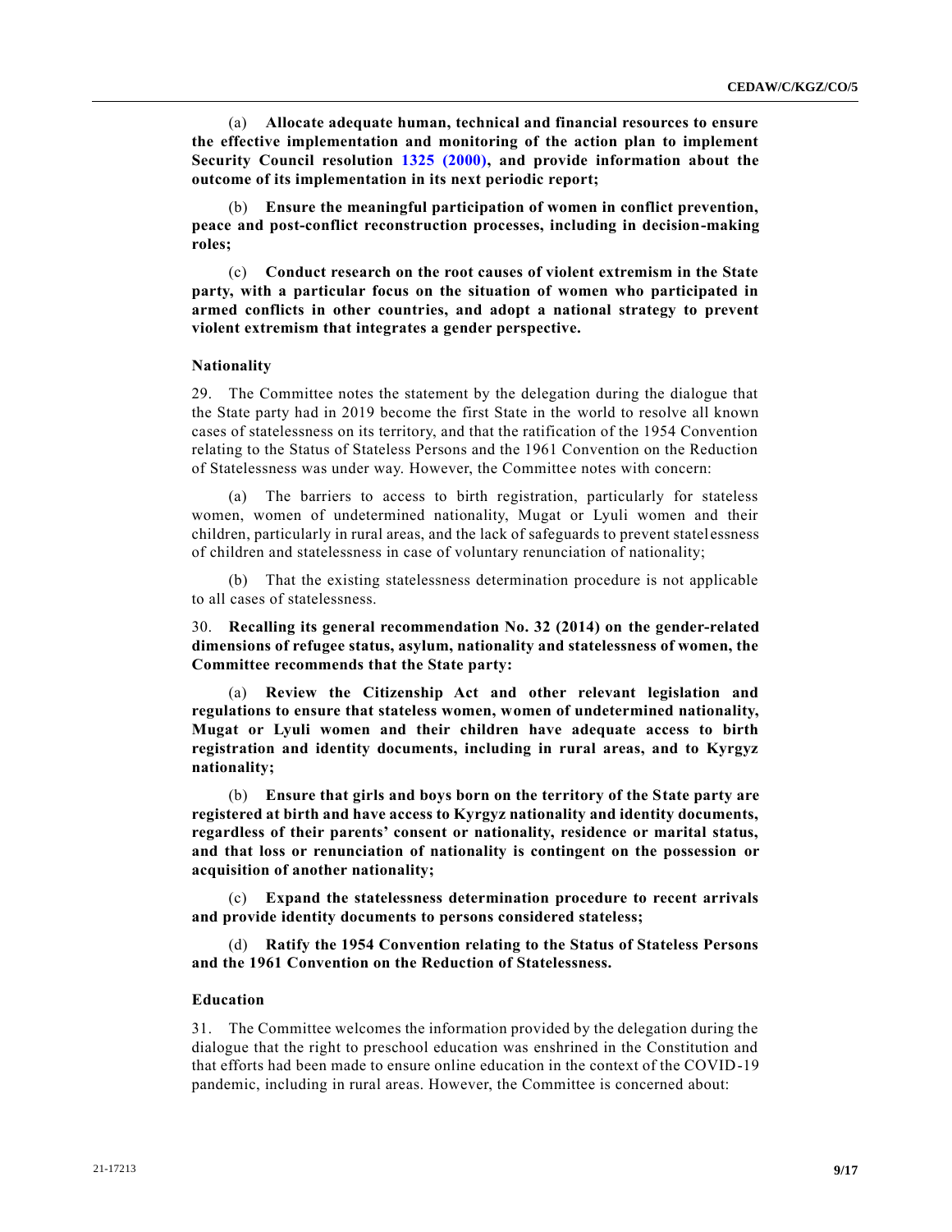(a) **Allocate adequate human, technical and financial resources to ensure the effective implementation and monitoring of the action plan to implement Security Council resolution 1325 (2000), and provide information about the outcome of its implementation in its next periodic report;**

(b) **Ensure the meaningful participation of women in conflict prevention, peace and post-conflict reconstruction processes, including in decision-making roles;**

(c) **Conduct research on the root causes of violent extremism in the State party, with a particular focus on the situation of women who participated in armed conflicts in other countries, and adopt a national strategy to prevent violent extremism that integrates a gender perspective.**

### Nationality

29. The Committee notes the statement by the delegation during the dialogue that the State party had in 2019 become the first State in the world to resolve all known cases of statelessness on its territory, and that the ratification of the 1954 Convention relating to the Status of Stateless Persons and the 1961 Convention on the Reduction of Statelessness was under way. However, the Committee notes with concern:

(a) The barriers to access to birth registration, particularly for stateless women, women of undetermined nationality, Mugat or Lyuli women and their children, particularly in rural areas, and the lack of safeguards to prevent statelessness of children and statelessness in case of voluntary renunciation of nationality;

(b) That the existing statelessness determination procedure is not applicable to all cases of statelessness.

30. **Recalling its general recommendation No. 32 (2014) on the gender-related dimensions of refugee status, asylum, nationality and statelessness of women, the Committee recommends that the State party:**

(a) **Review the Citizenship Act and other relevant legislation and regulations to ensure that stateless women, women of undetermined nationality, Mugat or Lyuli women and their children have adequate access to birth registration and identity documents, including in rural areas, and to Kyrgyz nationality;**

(b) **Ensure that girls and boys born on the territory of the State party are registered at birth and have access to Kyrgyz nationality and identity documents, regardless of their parents' consent or nationality, residence or marital status, and that loss or renunciation of nationality is contingent on the possession or acquisition of another nationality;**

(c) **Expand the statelessness determination procedure to recent arrivals and provide identity documents to persons considered stateless;**

(d) **Ratify the 1954 Convention relating to the Status of Stateless Persons and the 1961 Convention on the Reduction of Statelessness.**

### Education

31. The Committee welcomes the information provided by the delegation during the dialogue that the right to preschool education was enshrined in the Constitution and that efforts had been made to ensure online education in the context of the COVID-19 pandemic, including in rural areas. However, the Committee is concerned about: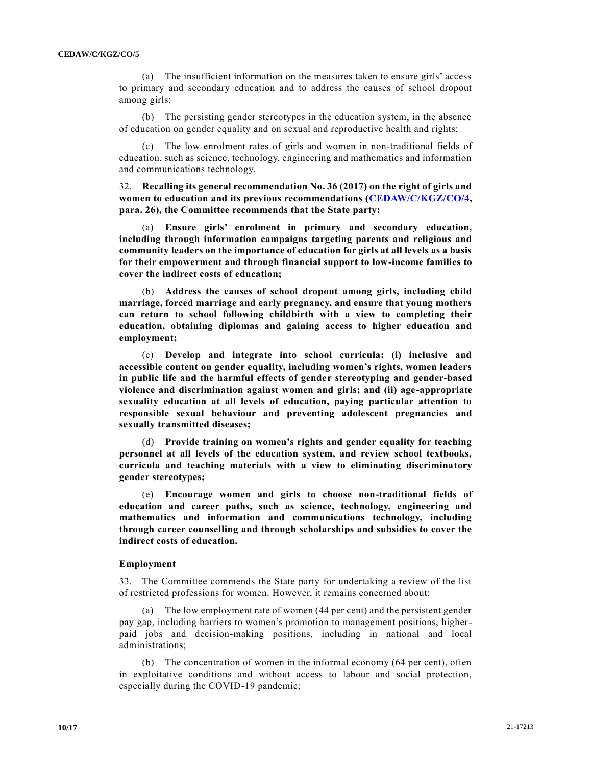(a) The insufficient information on the measures taken to ensure girls' access to primary and secondary education and to address the causes of school dropout among girls;

(b) The persisting gender stereotypes in the education system, in the absence of education on gender equality and on sexual and reproductive health and rights;

(c) The low enrolment rates of girls and women in non-traditional fields of education, such as science, technology, engineering and mathematics and information and communications technology.

32. **Recalling its general recommendation No. 36 (2017) on the right of girls and women to education and its previous recommendations (CEDAW/C/KGZ/CO/4, para. 26), the Committee recommends that the State party:**

(a) **Ensure girls' enrolment in primary and secondary education, including through information campaigns targeting parents and religious and community leaders on the importance of education for girls at all levels as a basis for their empowerment and through financial support to low-income families to cover the indirect costs of education;**

(b) **Address the causes of school dropout among girls, including child marriage, forced marriage and early pregnancy, and ensure that young mothers can return to school following childbirth with a view to completing their education, obtaining diplomas and gaining access to higher education and employment;**

(c) **Develop and integrate into school curricula: (i) inclusive and accessible content on gender equality, including women's rights, women leaders in public life and the harmful effects of gender stereotyping and gender-based violence and discrimination against women and girls; and (ii) age-appropriate sexuality education at all levels of education, paying particular attention to responsible sexual behaviour and preventing adolescent pregnancies and sexually transmitted diseases;**

(d) **Provide training on women's rights and gender equality for teaching personnel at all levels of the education system, and review school textbooks, curricula and teaching materials with a view to eliminating discriminatory gender stereotypes;**

(e) **Encourage women and girls to choose non-traditional fields of education and career paths, such as science, technology, engineering and mathematics and information and communications technology, including through career counselling and through scholarships and subsidies to cover the indirect costs of education.**

### Employment

33. The Committee commends the State party for undertaking a review of the list of restricted professions for women. However, it remains concerned about:

(a) The low employment rate of women (44 per cent) and the persistent gender pay gap, including barriers to women's promotion to management positions, higher-paid jobs and decision-making positions, including in national and local administrations;

(b) The concentration of women in the informal economy (64 per cent), often in exploitative conditions and without access to labour and social protection, especially during the COVID-19 pandemic;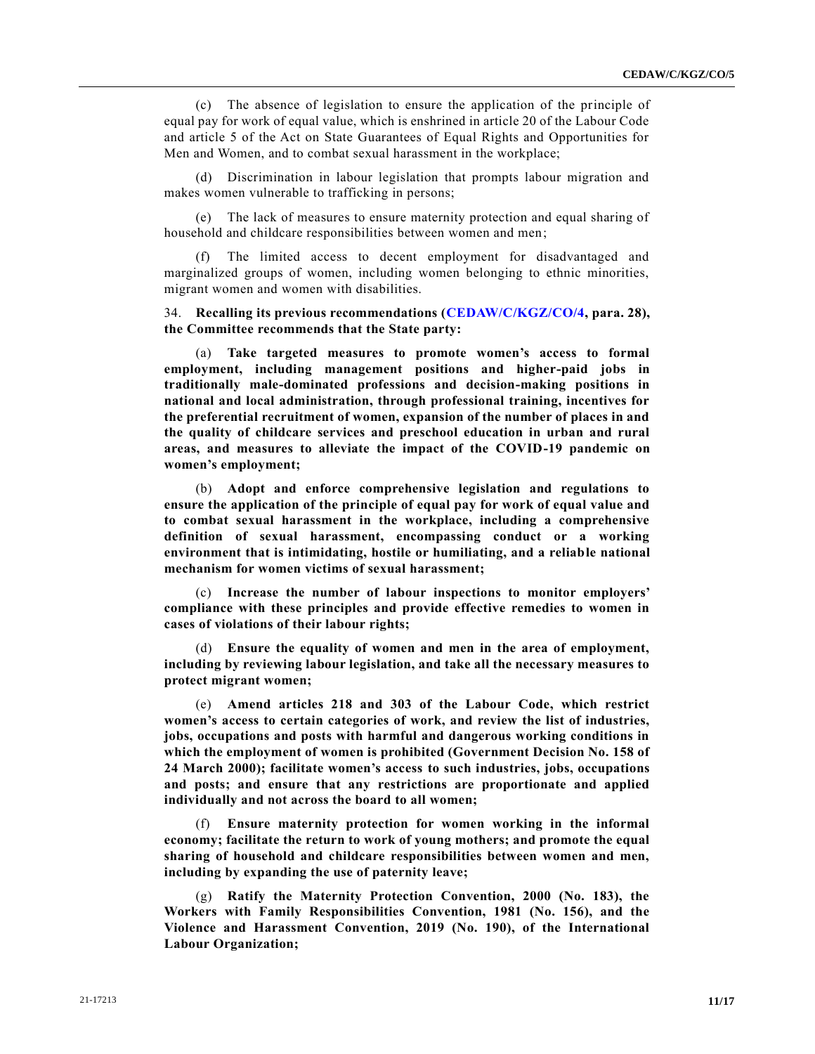(c) The absence of legislation to ensure the application of the principle of equal pay for work of equal value, which is enshrined in article 20 of the Labour Code and article 5 of the Act on State Guarantees of Equal Rights and Opportunities for Men and Women, and to combat sexual harassment in the workplace;

(d) Discrimination in labour legislation that prompts labour migration and makes women vulnerable to trafficking in persons;

(e) The lack of measures to ensure maternity protection and equal sharing of household and childcare responsibilities between women and men;

(f) The limited access to decent employment for disadvantaged and marginalized groups of women, including women belonging to ethnic minorities, migrant women and women with disabilities.

34. **Recalling its previous recommendations (CEDAW/C/KGZ/CO/4, para. 28), the Committee recommends that the State party:**

(a) **Take targeted measures to promote women's access to formal employment, including management positions and higher-paid jobs in traditionally male-dominated professions and decision-making positions in national and local administration, through professional training, incentives for the preferential recruitment of women, expansion of the number of places in and the quality of childcare services and preschool education in urban and rural areas, and measures to alleviate the impact of the COVID-19 pandemic on women's employment;**

(b) **Adopt and enforce comprehensive legislation and regulations to ensure the application of the principle of equal pay for work of equal value and to combat sexual harassment in the workplace, including a comprehensive definition of sexual harassment, encompassing conduct or a working environment that is intimidating, hostile or humiliating, and a reliable national mechanism for women victims of sexual harassment;**

(c) **Increase the number of labour inspections to monitor employers' compliance with these principles and provide effective remedies to women in cases of violations of their labour rights;**

(d) **Ensure the equality of women and men in the area of employment, including by reviewing labour legislation, and take all the necessary measures to protect migrant women;**

(e) **Amend articles 218 and 303 of the Labour Code, which restrict women's access to certain categories of work, and review the list of industries, jobs, occupations and posts with harmful and dangerous working conditions in which the employment of women is prohibited (Government Decision No. 158 of 24 March 2000); facilitate women's access to such industries, jobs, occupations and posts; and ensure that any restrictions are proportionate and applied individually and not across the board to all women;**

(f) **Ensure maternity protection for women working in the informal economy; facilitate the return to work of young mothers; and promote the equal sharing of household and childcare responsibilities between women and men, including by expanding the use of paternity leave;**

(g) **Ratify the Maternity Protection Convention, 2000 (No. 183), the Workers with Family Responsibilities Convention, 1981 (No. 156), and the Violence and Harassment Convention, 2019 (No. 190), of the International Labour Organization;**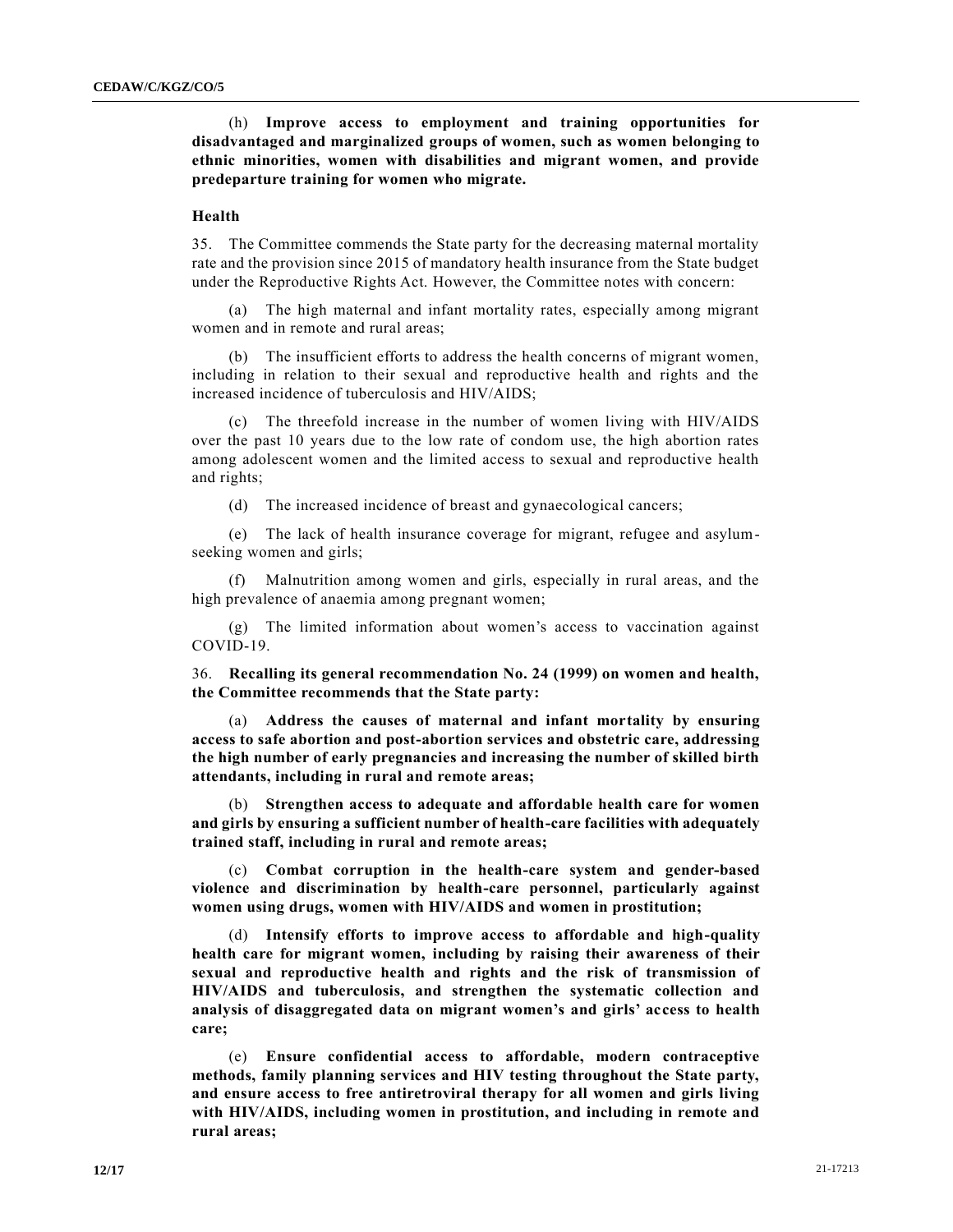(h) **Improve access to employment and training opportunities for disadvantaged and marginalized groups of women, such as women belonging to ethnic minorities, women with disabilities and migrant women, and provide predeparture training for women who migrate.**

### Health

35. The Committee commends the State party for the decreasing maternal mortality rate and the provision since 2015 of mandatory health insurance from the State budget under the Reproductive Rights Act. However, the Committee notes with concern:

(a) The high maternal and infant mortality rates, especially among migrant women and in remote and rural areas;

(b) The insufficient efforts to address the health concerns of migrant women, including in relation to their sexual and reproductive health and rights and the increased incidence of tuberculosis and HIV/AIDS;

(c) The threefold increase in the number of women living with HIV/AIDS over the past 10 years due to the low rate of condom use, the high abortion rates among adolescent women and the limited access to sexual and reproductive health and rights;

(d) The increased incidence of breast and gynaecological cancers;

(e) The lack of health insurance coverage for migrant, refugee and asylum-seeking women and girls;

(f) Malnutrition among women and girls, especially in rural areas, and the high prevalence of anaemia among pregnant women;

(g) The limited information about women's access to vaccination against COVID-19.

36. **Recalling its general recommendation No. 24 (1999) on women and health, the Committee recommends that the State party:**

(a) **Address the causes of maternal and infant mortality by ensuring access to safe abortion and post-abortion services and obstetric care, addressing the high number of early pregnancies and increasing the number of skilled birth attendants, including in rural and remote areas;**

(b) **Strengthen access to adequate and affordable health care for women and girls by ensuring a sufficient number of health-care facilities with adequately trained staff, including in rural and remote areas;**

(c) **Combat corruption in the health-care system and gender-based violence and discrimination by health-care personnel, particularly against women using drugs, women with HIV/AIDS and women in prostitution;**

(d) **Intensify efforts to improve access to affordable and high-quality health care for migrant women, including by raising their awareness of their sexual and reproductive health and rights and the risk of transmission of HIV/AIDS and tuberculosis, and strengthen the systematic collection and analysis of disaggregated data on migrant women's and girls' access to health care;**

(e) **Ensure confidential access to affordable, modern contraceptive methods, family planning services and HIV testing throughout the State party, and ensure access to free antiretroviral therapy for all women and girls living with HIV/AIDS, including women in prostitution, and including in remote and rural areas;**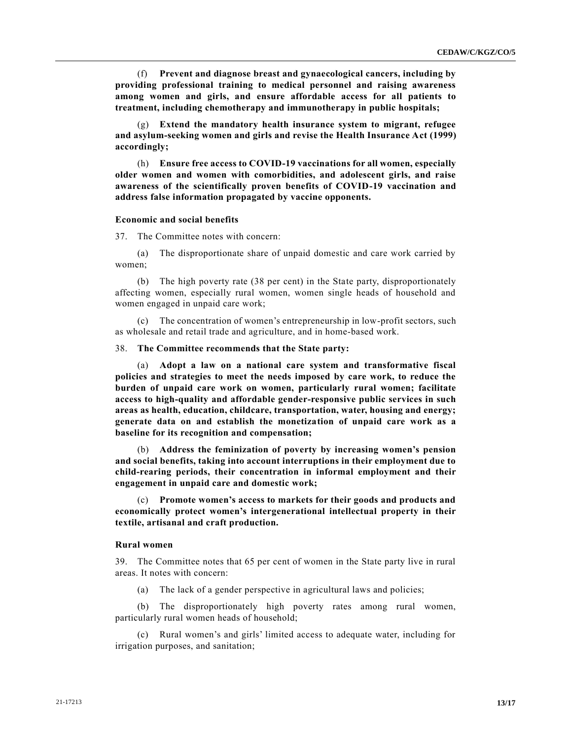(f) **Prevent and diagnose breast and gynaecological cancers, including by providing professional training to medical personnel and raising awareness among women and girls, and ensure affordable access for all patients to treatment, including chemotherapy and immunotherapy in public hospitals;**

(g) **Extend the mandatory health insurance system to migrant, refugee and asylum-seeking women and girls and revise the Health Insurance Act (1999) accordingly;**

(h) **Ensure free access to COVID-19 vaccinations for all women, especially older women and women with comorbidities, and adolescent girls, and raise awareness of the scientifically proven benefits of COVID-19 vaccination and address false information propagated by vaccine opponents.**

### Economic and social benefits

37. The Committee notes with concern:

(a) The disproportionate share of unpaid domestic and care work carried by women;

(b) The high poverty rate (38 per cent) in the State party, disproportionately affecting women, especially rural women, women single heads of household and women engaged in unpaid care work;

(c) The concentration of women's entrepreneurship in low-profit sectors, such as wholesale and retail trade and agriculture, and in home-based work.

38. **The Committee recommends that the State party:**

(a) **Adopt a law on a national care system and transformative fiscal policies and strategies to meet the needs imposed by care work, to reduce the burden of unpaid care work on women, particularly rural women; facilitate access to high-quality and affordable gender-responsive public services in such areas as health, education, childcare, transportation, water, housing and energy; generate data on and establish the monetization of unpaid care work as a baseline for its recognition and compensation;**

(b) **Address the feminization of poverty by increasing women's pension and social benefits, taking into account interruptions in their employment due to child-rearing periods, their concentration in informal employment and their engagement in unpaid care and domestic work;**

(c) **Promote women's access to markets for their goods and products and economically protect women's intergenerational intellectual property in their textile, artisanal and craft production.**

### Rural women

39. The Committee notes that 65 per cent of women in the State party live in rural areas. It notes with concern:

(a) The lack of a gender perspective in agricultural laws and policies;

(b) The disproportionately high poverty rates among rural women, particularly rural women heads of household;

(c) Rural women's and girls' limited access to adequate water, including for irrigation purposes, and sanitation;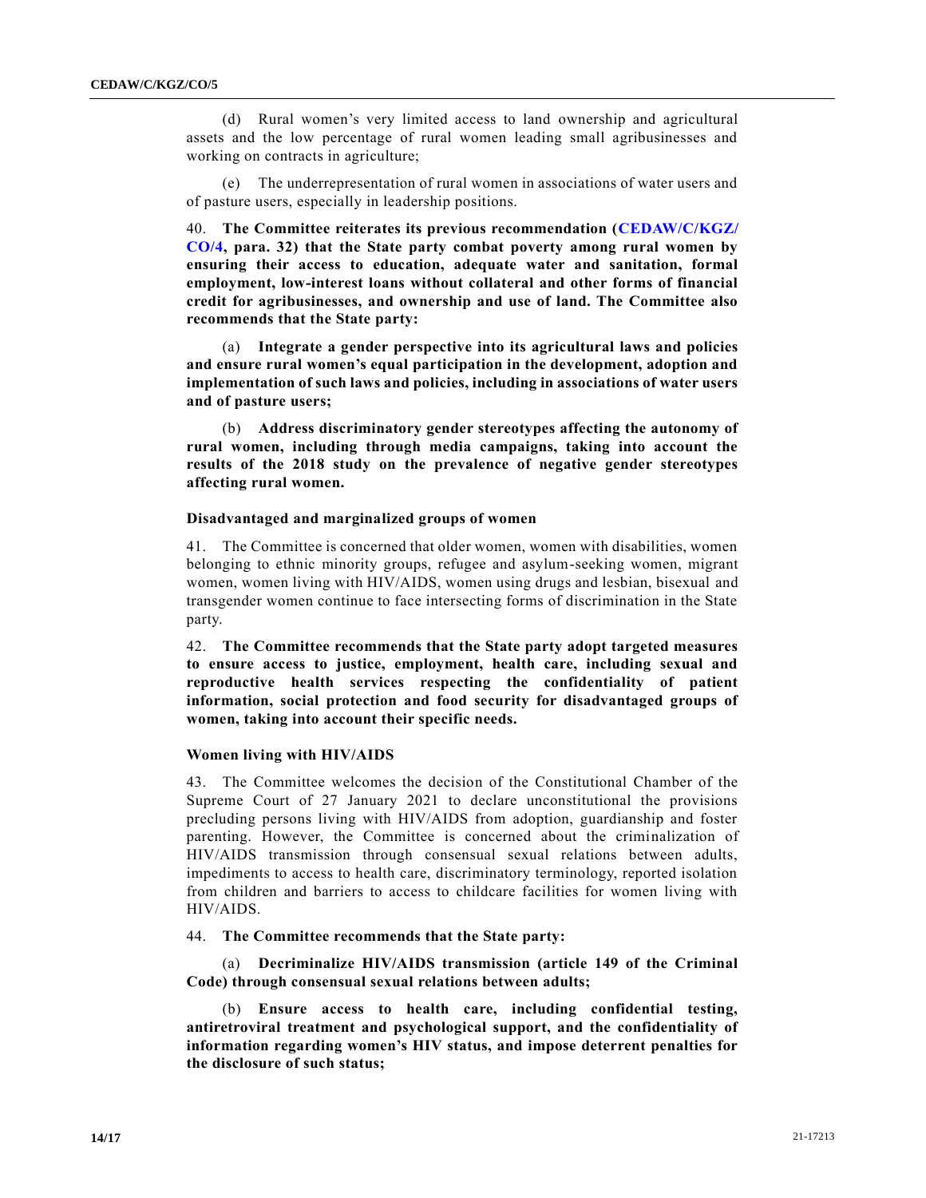(d) Rural women's very limited access to land ownership and agricultural assets and the low percentage of rural women leading small agribusinesses and working on contracts in agriculture;

(e) The underrepresentation of rural women in associations of water users and of pasture users, especially in leadership positions.

40. **The Committee reiterates its previous recommendation (CEDAW/C/KGZ/CO/4, para. 32) that the State party combat poverty among rural women by ensuring their access to education, adequate water and sanitation, formal employment, low-interest loans without collateral and other forms of financial credit for agribusinesses, and ownership and use of land. The Committee also recommends that the State party:**

(a) **Integrate a gender perspective into its agricultural laws and policies and ensure rural women's equal participation in the development, adoption and implementation of such laws and policies, including in associations of water users and of pasture users;**

(b) **Address discriminatory gender stereotypes affecting the autonomy of rural women, including through media campaigns, taking into account the results of the 2018 study on the prevalence of negative gender stereotypes affecting rural women.**

### Disadvantaged and marginalized groups of women

41. The Committee is concerned that older women, women with disabilities, women belonging to ethnic minority groups, refugee and asylum-seeking women, migrant women, women living with HIV/AIDS, women using drugs and lesbian, bisexual and transgender women continue to face intersecting forms of discrimination in the State party.

42. **The Committee recommends that the State party adopt targeted measures to ensure access to justice, employment, health care, including sexual and reproductive health services respecting the confidentiality of patient information, social protection and food security for disadvantaged groups of women, taking into account their specific needs.**

### Women living with HIV/AIDS

43. The Committee welcomes the decision of the Constitutional Chamber of the Supreme Court of 27 January 2021 to declare unconstitutional the provisions precluding persons living with HIV/AIDS from adoption, guardianship and foster parenting. However, the Committee is concerned about the criminalization of HIV/AIDS transmission through consensual sexual relations between adults, impediments to access to health care, discriminatory terminology, reported isolation from children and barriers to access to childcare facilities for women living with HIV/AIDS.

44. **The Committee recommends that the State party:**

(a) **Decriminalize HIV/AIDS transmission (article 149 of the Criminal Code) through consensual sexual relations between adults;**

(b) **Ensure access to health care, including confidential testing, antiretroviral treatment and psychological support, and the confidentiality of information regarding women's HIV status, and impose deterrent penalties for the disclosure of such status;**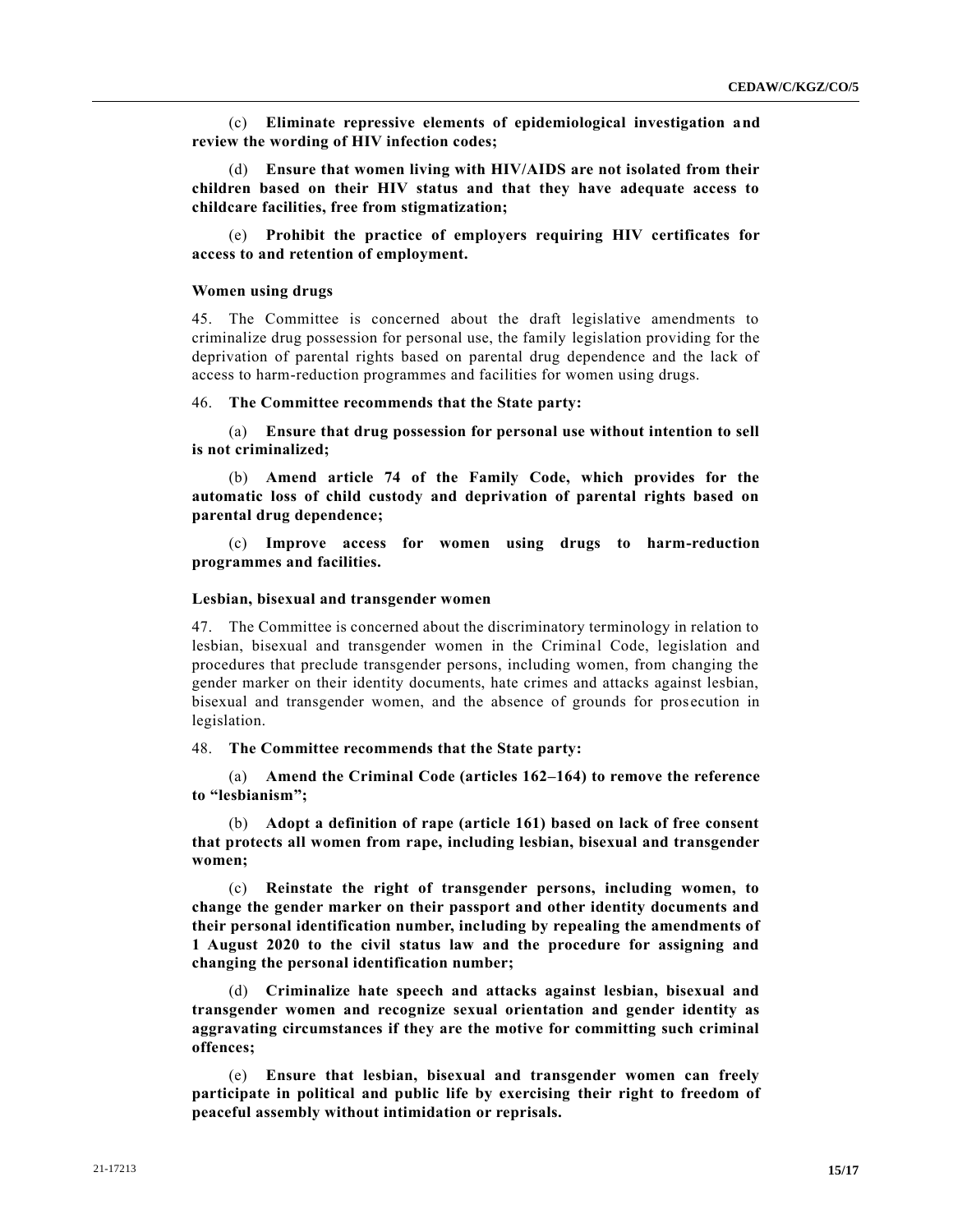(c) **Eliminate repressive elements of epidemiological investigation and review the wording of HIV infection codes;**

(d) **Ensure that women living with HIV/AIDS are not isolated from their children based on their HIV status and that they have adequate access to childcare facilities, free from stigmatization;**

(e) **Prohibit the practice of employers requiring HIV certificates for access to and retention of employment.**

### Women using drugs

45. The Committee is concerned about the draft legislative amendments to criminalize drug possession for personal use, the family legislation providing for the deprivation of parental rights based on parental drug dependence and the lack of access to harm-reduction programmes and facilities for women using drugs.

46. **The Committee recommends that the State party:**

(a) **Ensure that drug possession for personal use without intention to sell is not criminalized;**

(b) **Amend article 74 of the Family Code, which provides for the automatic loss of child custody and deprivation of parental rights based on parental drug dependence;**

(c) **Improve access for women using drugs to harm-reduction programmes and facilities.**

### Lesbian, bisexual and transgender women

47. The Committee is concerned about the discriminatory terminology in relation to lesbian, bisexual and transgender women in the Criminal Code, legislation and procedures that preclude transgender persons, including women, from changing the gender marker on their identity documents, hate crimes and attacks against lesbian, bisexual and transgender women, and the absence of grounds for prosecution in legislation.

48. **The Committee recommends that the State party:**

(a) **Amend the Criminal Code (articles 162–164) to remove the reference to "lesbianism";**

(b) **Adopt a definition of rape (article 161) based on lack of free consent that protects all women from rape, including lesbian, bisexual and transgender women;**

(c) **Reinstate the right of transgender persons, including women, to change the gender marker on their passport and other identity documents and their personal identification number, including by repealing the amendments of 1 August 2020 to the civil status law and the procedure for assigning and changing the personal identification number;**

(d) **Criminalize hate speech and attacks against lesbian, bisexual and transgender women and recognize sexual orientation and gender identity as aggravating circumstances if they are the motive for committing such criminal offences;**

(e) **Ensure that lesbian, bisexual and transgender women can freely participate in political and public life by exercising their right to freedom of peaceful assembly without intimidation or reprisals.**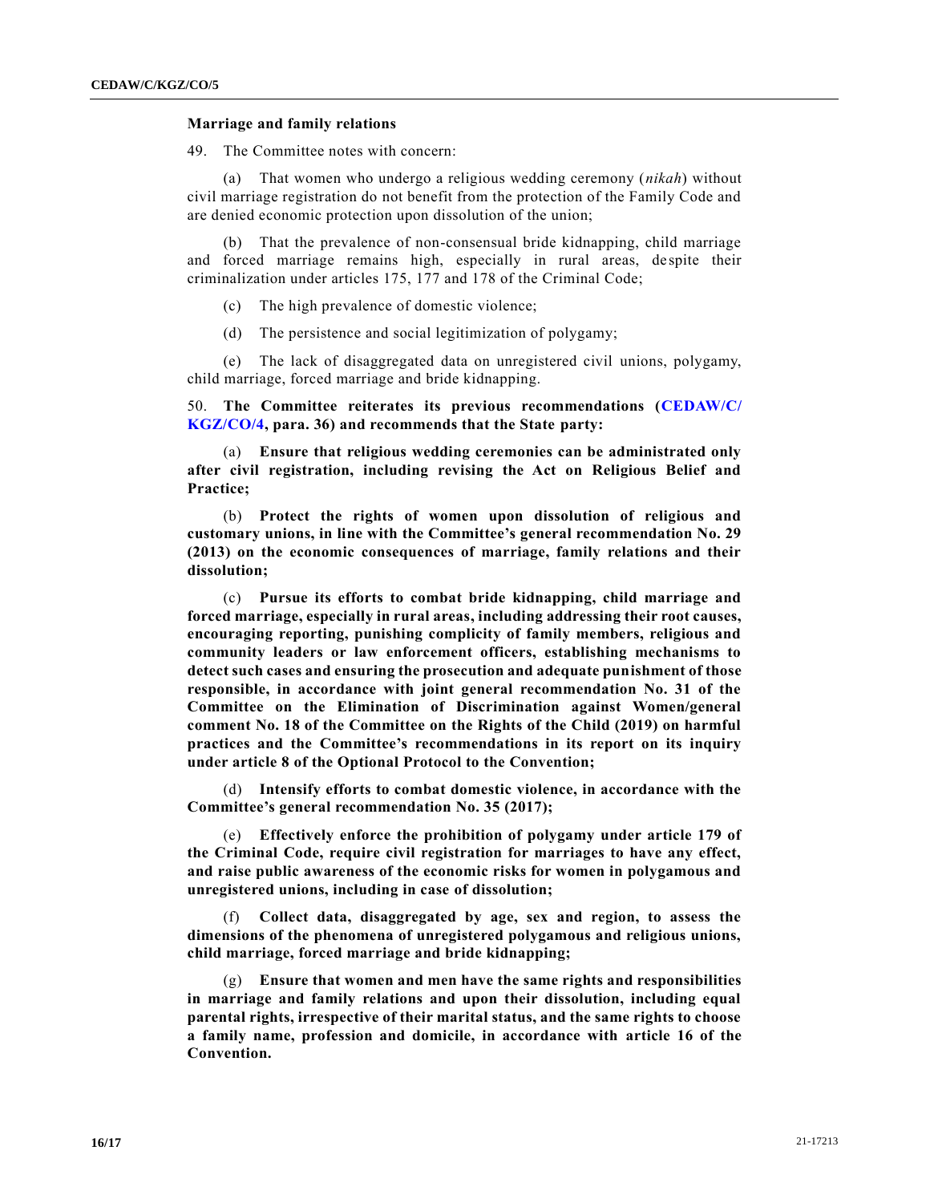### Marriage and family relations

49. The Committee notes with concern:

(a) That women who undergo a religious wedding ceremony (*nikah*) without civil marriage registration do not benefit from the protection of the Family Code and are denied economic protection upon dissolution of the union;

(b) That the prevalence of non-consensual bride kidnapping, child marriage and forced marriage remains high, especially in rural areas, despite their criminalization under articles 175, 177 and 178 of the Criminal Code;

(c) The high prevalence of domestic violence;

(d) The persistence and social legitimization of polygamy;

(e) The lack of disaggregated data on unregistered civil unions, polygamy, child marriage, forced marriage and bride kidnapping.

50. **The Committee reiterates its previous recommendations (CEDAW/C/KGZ/CO/4, para. 36) and recommends that the State party:**

(a) **Ensure that religious wedding ceremonies can be administrated only after civil registration, including revising the Act on Religious Belief and Practice;**

(b) **Protect the rights of women upon dissolution of religious and customary unions, in line with the Committee's general recommendation No. 29 (2013) on the economic consequences of marriage, family relations and their dissolution;**

(c) **Pursue its efforts to combat bride kidnapping, child marriage and forced marriage, especially in rural areas, including addressing their root causes, encouraging reporting, punishing complicity of family members, religious and community leaders or law enforcement officers, establishing mechanisms to detect such cases and ensuring the prosecution and adequate punishment of those responsible, in accordance with joint general recommendation No. 31 of the Committee on the Elimination of Discrimination against Women/general comment No. 18 of the Committee on the Rights of the Child (2019) on harmful practices and the Committee's recommendations in its report on its inquiry under article 8 of the Optional Protocol to the Convention;**

(d) **Intensify efforts to combat domestic violence, in accordance with the Committee's general recommendation No. 35 (2017);**

(e) **Effectively enforce the prohibition of polygamy under article 179 of the Criminal Code, require civil registration for marriages to have any effect, and raise public awareness of the economic risks for women in polygamous and unregistered unions, including in case of dissolution;**

(f) **Collect data, disaggregated by age, sex and region, to assess the dimensions of the phenomena of unregistered polygamous and religious unions, child marriage, forced marriage and bride kidnapping;**

(g) **Ensure that women and men have the same rights and responsibilities in marriage and family relations and upon their dissolution, including equal parental rights, irrespective of their marital status, and the same rights to choose a family name, profession and domicile, in accordance with article 16 of the Convention.**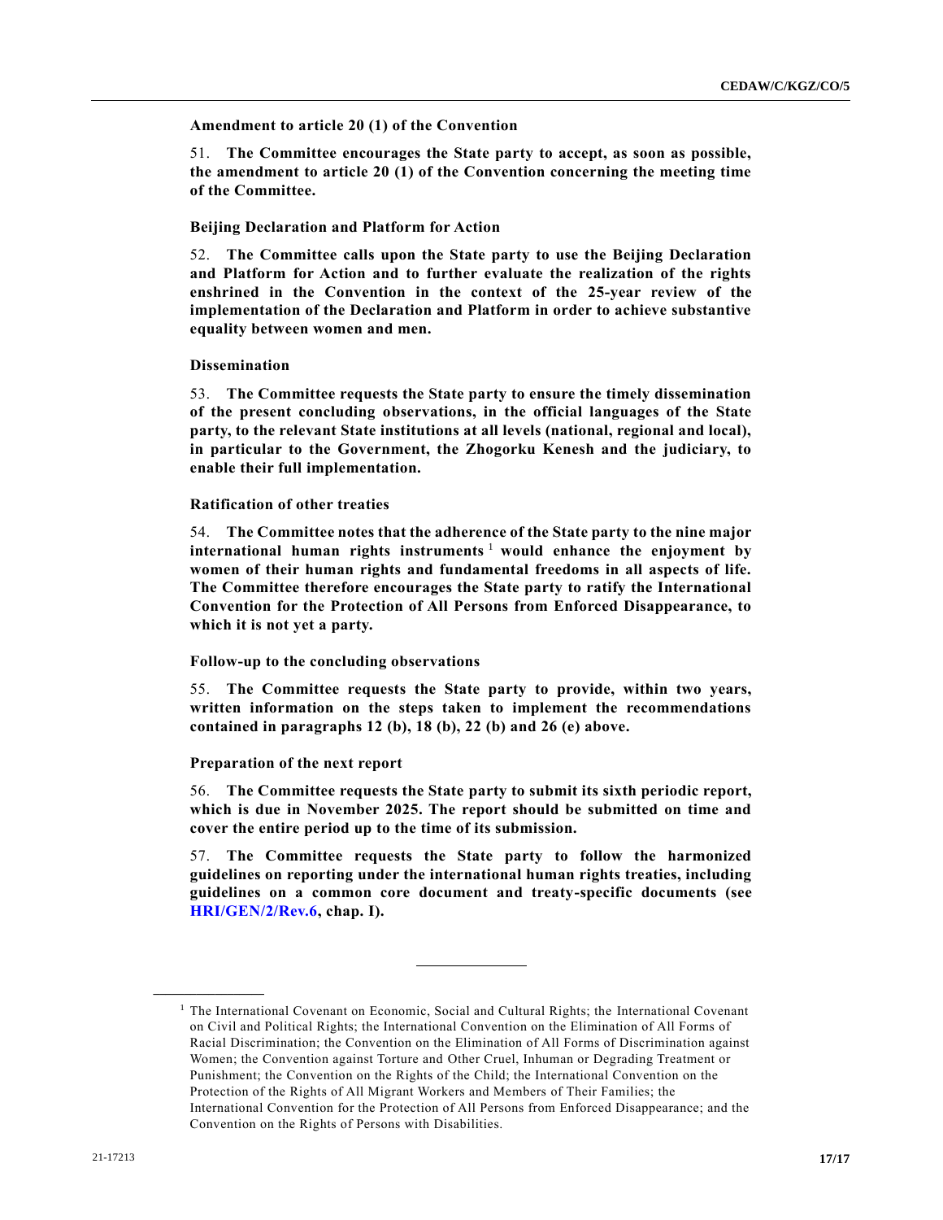**Amendment to article 20 (1) of the Convention**

51. **The Committee encourages the State party to accept, as soon as possible, the amendment to article 20 (1) of the Convention concerning the meeting time of the Committee.**

**Beijing Declaration and Platform for Action**

52. **The Committee calls upon the State party to use the Beijing Declaration and Platform for Action and to further evaluate the realization of the rights enshrined in the Convention in the context of the 25-year review of the implementation of the Declaration and Platform in order to achieve substantive equality between women and men.**

**Dissemination**

53. **The Committee requests the State party to ensure the timely dissemination of the present concluding observations, in the official languages of the State party, to the relevant State institutions at all levels (national, regional and local), in particular to the Government, the Zhogorku Kenesh and the judiciary, to enable their full implementation.**

**Ratification of other treaties**

54. **The Committee notes that the adherence of the State party to the nine major international human rights instruments**[1] **would enhance the enjoyment by women of their human rights and fundamental freedoms in all aspects of life. The Committee therefore encourages the State party to ratify the International Convention for the Protection of All Persons from Enforced Disappearance, to which it is not yet a party.**

**Follow-up to the concluding observations**

55. **The Committee requests the State party to provide, within two years, written information on the steps taken to implement the recommendations contained in paragraphs 12 (b), 18 (b), 22 (b) and 26 (e) above.**

**Preparation of the next report**

56. **The Committee requests the State party to submit its sixth periodic report, which is due in November 2025. The report should be submitted on time and cover the entire period up to the time of its submission.**

57. **The Committee requests the State party to follow the harmonized guidelines on reporting under the international human rights treaties, including guidelines on a common core document and treaty-specific documents (see HRI/GEN/2/Rev.6, chap. I).**

---

[1] The International Covenant on Economic, Social and Cultural Rights; the International Covenant on Civil and Political Rights; the International Convention on the Elimination of All Forms of Racial Discrimination; the Convention on the Elimination of All Forms of Discrimination against Women; the Convention against Torture and Other Cruel, Inhuman or Degrading Treatment or Punishment; the Convention on the Rights of the Child; the International Convention on the Protection of the Rights of All Migrant Workers and Members of Their Families; the International Convention for the Protection of All Persons from Enforced Disappearance; and the Convention on the Rights of Persons with Disabilities.